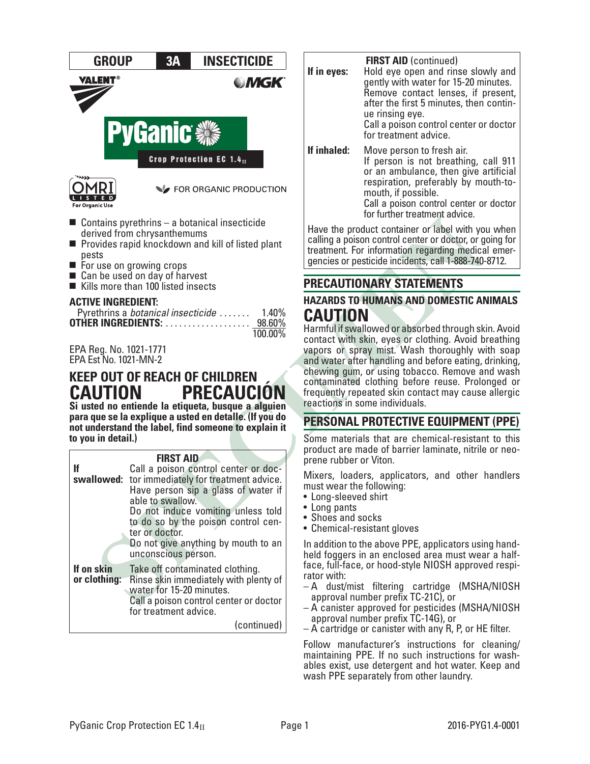| GROUP | 3A | INSECTICIDE |
|---|---|---|

VALENT® MGK®

# PyGanic®

**Crop Protection EC 1.4II**

OMRI LISTED For Organic Use

FOR ORGANIC PRODUCTION

- Contains pyrethrins – a botanical insecticide derived from chrysanthemums
- Provides rapid knockdown and kill of listed plant pests
- For use on growing crops
- Can be used on day of harvest
- Kills more than 100 listed insects

**ACTIVE INGREDIENT:**

| | |
|---|---|
| Pyrethrins a *botanical insecticide* | 1.40% |
| **OTHER INGREDIENTS:** | 98.60% |
| | 100.00% |

EPA Reg. No. 1021-1771
EPA Est No. 1021-MN-2

## KEEP OUT OF REACH OF CHILDREN
## CAUTION PRECAUCIÓN

**Si usted no entiende la etiqueta, busque a alguien para que se la explique a usted en detalle. (If you do not understand the label, find someone to explain it to you in detail.)**

| FIRST AID | |
|---|---|
| **If swallowed:** | Call a poison control center or doctor immediately for treatment advice. Have person sip a glass of water if able to swallow. Do not induce vomiting unless told to do so by the poison control center or doctor. Do not give anything by mouth to an unconscious person. |
| **If on skin or clothing:** | Take off contaminated clothing. Rinse skin immediately with plenty of water for 15-20 minutes. Call a poison control center or doctor for treatment advice. |
| **If in eyes:** | Hold eye open and rinse slowly and gently with water for 15-20 minutes. Remove contact lenses, if present, after the first 5 minutes, then continue rinsing eye. Call a poison control center or doctor for treatment advice. |
| **If inhaled:** | Move person to fresh air. If person is not breathing, call 911 or an ambulance, then give artificial respiration, preferably by mouth-to-mouth, if possible. Call a poison control center or doctor for further treatment advice. |

Have the product container or label with you when calling a poison control center or doctor, or going for treatment. For information regarding medical emergencies or pesticide incidents, call 1-888-740-8712.

## PRECAUTIONARY STATEMENTS

### HAZARDS TO HUMANS AND DOMESTIC ANIMALS

## CAUTION

Harmful if swallowed or absorbed through skin. Avoid contact with skin, eyes or clothing. Avoid breathing vapors or spray mist. Wash thoroughly with soap and water after handling and before eating, drinking, chewing gum, or using tobacco. Remove and wash contaminated clothing before reuse. Prolonged or frequently repeated skin contact may cause allergic reactions in some individuals.

## PERSONAL PROTECTIVE EQUIPMENT (PPE)

Some materials that are chemical-resistant to this product are made of barrier laminate, nitrile or neoprene rubber or Viton.

Mixers, loaders, applicators, and other handlers must wear the following:

- Long-sleeved shirt
- Long pants
- Shoes and socks
- Chemical-resistant gloves

In addition to the above PPE, applicators using hand-held foggers in an enclosed area must wear a half-face, full-face, or hood-style NIOSH approved respirator with:

- A dust/mist filtering cartridge (MSHA/NIOSH approval number prefix TC-21C), or
- A canister approved for pesticides (MSHA/NIOSH approval number prefix TC-14G), or
- A cartridge or canister with any R, P, or HE filter.

Follow manufacturer's instructions for cleaning/maintaining PPE. If no such instructions for washables exist, use detergent and hot water. Keep and wash PPE separately from other laundry.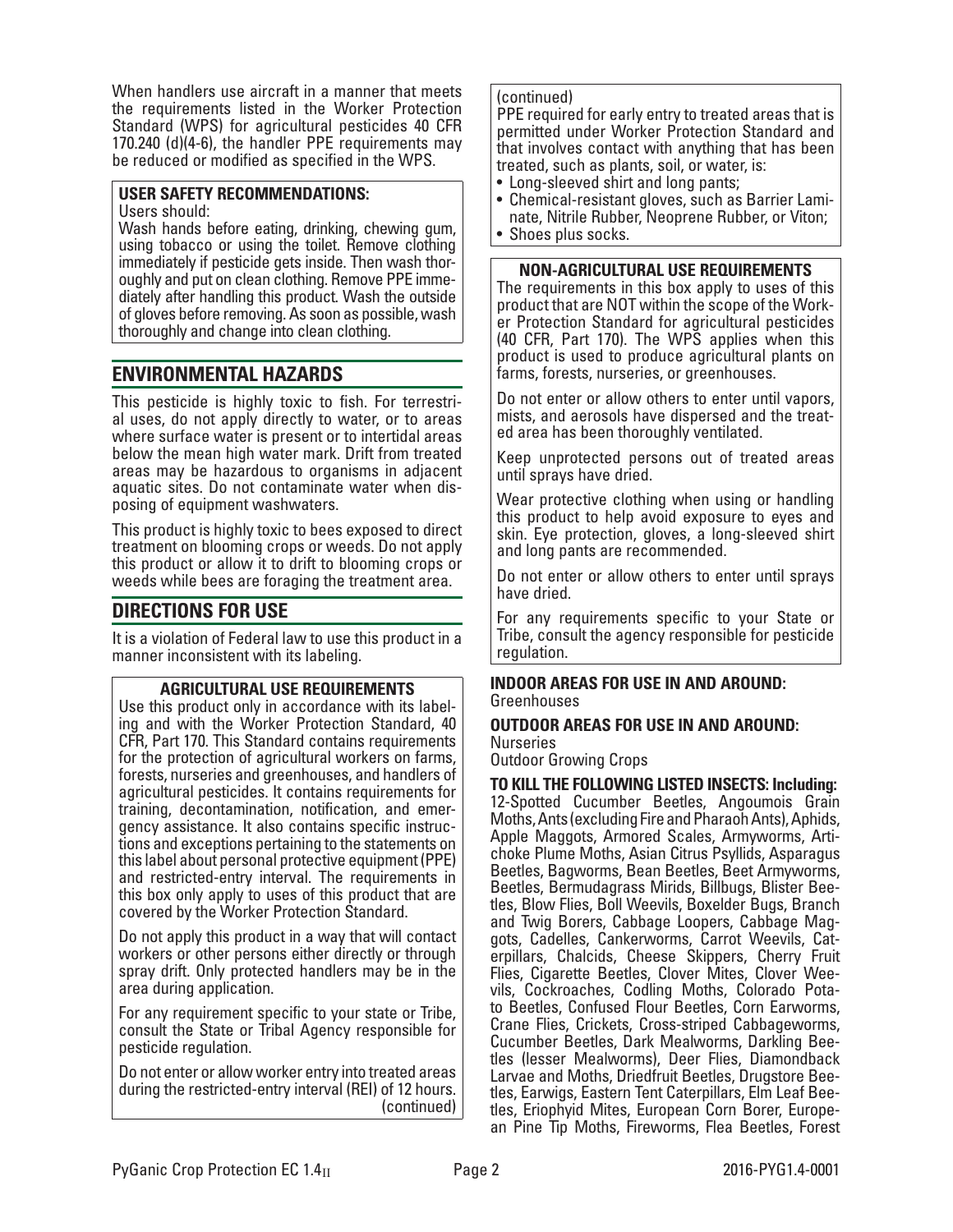When handlers use aircraft in a manner that meets the requirements listed in the Worker Protection Standard (WPS) for agricultural pesticides 40 CFR 170.240 (d)(4-6), the handler PPE requirements may be reduced or modified as specified in the WPS.

**USER SAFETY RECOMMENDATIONS:**

Users should:

Wash hands before eating, drinking, chewing gum, using tobacco or using the toilet. Remove clothing immediately if pesticide gets inside. Then wash thoroughly and put on clean clothing. Remove PPE immediately after handling this product. Wash the outside of gloves before removing. As soon as possible, wash thoroughly and change into clean clothing.

## ENVIRONMENTAL HAZARDS

This pesticide is highly toxic to fish. For terrestrial uses, do not apply directly to water, or to areas where surface water is present or to intertidal areas below the mean high water mark. Drift from treated areas may be hazardous to organisms in adjacent aquatic sites. Do not contaminate water when disposing of equipment washwaters.

This product is highly toxic to bees exposed to direct treatment on blooming crops or weeds. Do not apply this product or allow it to drift to blooming crops or weeds while bees are foraging the treatment area.

## DIRECTIONS FOR USE

It is a violation of Federal law to use this product in a manner inconsistent with its labeling.

**AGRICULTURAL USE REQUIREMENTS**

Use this product only in accordance with its labeling and with the Worker Protection Standard, 40 CFR, Part 170. This Standard contains requirements for the protection of agricultural workers on farms, forests, nurseries and greenhouses, and handlers of agricultural pesticides. It contains requirements for training, decontamination, notification, and emergency assistance. It also contains specific instructions and exceptions pertaining to the statements on this label about personal protective equipment (PPE) and restricted-entry interval. The requirements in this box only apply to uses of this product that are covered by the Worker Protection Standard.

Do not apply this product in a way that will contact workers or other persons either directly or through spray drift. Only protected handlers may be in the area during application.

For any requirement specific to your state or Tribe, consult the State or Tribal Agency responsible for pesticide regulation.

Do not enter or allow worker entry into treated areas during the restricted-entry interval (REI) of 12 hours.

(continued)

PPE required for early entry to treated areas that is permitted under Worker Protection Standard and that involves contact with anything that has been treated, such as plants, soil, or water, is:

- Long-sleeved shirt and long pants;
- Chemical-resistant gloves, such as Barrier Laminate, Nitrile Rubber, Neoprene Rubber, or Viton;
- Shoes plus socks.

**NON-AGRICULTURAL USE REQUIREMENTS**

The requirements in this box apply to uses of this product that are NOT within the scope of the Worker Protection Standard for agricultural pesticides (40 CFR, Part 170). The WPS applies when this product is used to produce agricultural plants on farms, forests, nurseries, or greenhouses.

Do not enter or allow others to enter until vapors, mists, and aerosols have dispersed and the treated area has been thoroughly ventilated.

Keep unprotected persons out of treated areas until sprays have dried.

Wear protective clothing when using or handling this product to help avoid exposure to eyes and skin. Eye protection, gloves, a long-sleeved shirt and long pants are recommended.

Do not enter or allow others to enter until sprays have dried.

For any requirements specific to your State or Tribe, consult the agency responsible for pesticide regulation.

**INDOOR AREAS FOR USE IN AND AROUND:**
Greenhouses

**OUTDOOR AREAS FOR USE IN AND AROUND:**
Nurseries
Outdoor Growing Crops

**TO KILL THE FOLLOWING LISTED INSECTS: Including:**
12-Spotted Cucumber Beetles, Angoumois Grain Moths, Ants (excluding Fire and Pharaoh Ants), Aphids, Apple Maggots, Armored Scales, Armyworms, Artichoke Plume Moths, Asian Citrus Psyllids, Asparagus Beetles, Bagworms, Bean Beetles, Beet Armyworms, Beetles, Bermudagrass Mirids, Billbugs, Blister Beetles, Blow Flies, Boll Weevils, Boxelder Bugs, Branch and Twig Borers, Cabbage Loopers, Cabbage Maggots, Cadelles, Cankerworms, Carrot Weevils, Caterpillars, Chalcids, Cheese Skippers, Cherry Fruit Flies, Cigarette Beetles, Clover Mites, Clover Weevils, Cockroaches, Codling Moths, Colorado Potato Beetles, Confused Flour Beetles, Corn Earworms, Crane Flies, Crickets, Cross-striped Cabbageworms, Cucumber Beetles, Dark Mealworms, Darkling Beetles (lesser Mealworms), Deer Flies, Diamondback Larvae and Moths, Driedfruit Beetles, Drugstore Beetles, Earwigs, Eastern Tent Caterpillars, Elm Leaf Beetles, Eriophyid Mites, European Corn Borer, European Pine Tip Moths, Fireworms, Flea Beetles, Forest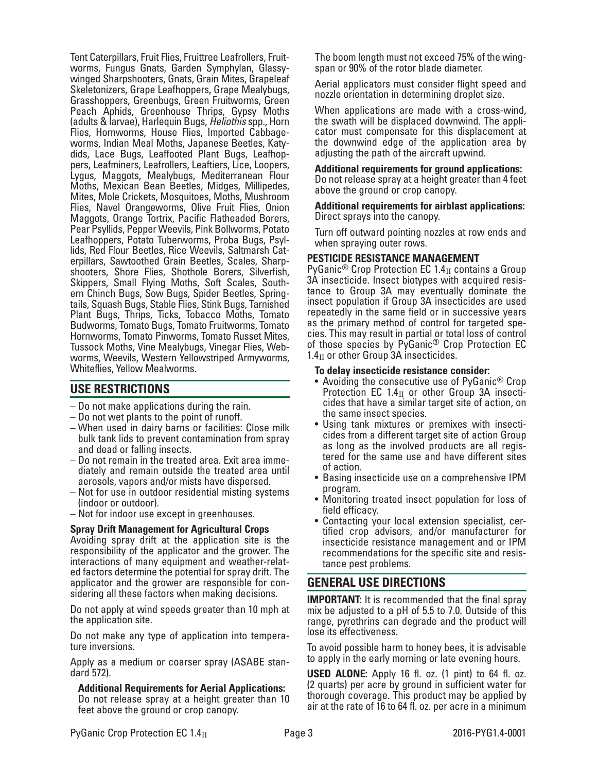Tent Caterpillars, Fruit Flies, Fruittree Leafrollers, Fruitworms, Fungus Gnats, Garden Symphylan, Glassy-winged Sharpshooters, Gnats, Grain Mites, Grapeleaf Skeletonizers, Grape Leafhoppers, Grape Mealybugs, Grasshoppers, Greenbugs, Green Fruitworms, Green Peach Aphids, Greenhouse Thrips, Gypsy Moths (adults & larvae), Harlequin Bugs, *Heliothis* spp., Horn Flies, Hornworms, House Flies, Imported Cabbageworms, Indian Meal Moths, Japanese Beetles, Katydids, Lace Bugs, Leaffooted Plant Bugs, Leafhoppers, Leafminers, Leafrollers, Leaftiers, Lice, Loopers, Lygus, Maggots, Mealybugs, Mediterranean Flour Moths, Mexican Bean Beetles, Midges, Millipedes, Mites, Mole Crickets, Mosquitoes, Moths, Mushroom Flies, Navel Orangeworms, Olive Fruit Flies, Onion Maggots, Orange Tortrix, Pacific Flatheaded Borers, Pear Psyllids, Pepper Weevils, Pink Bollworms, Potato Leafhoppers, Potato Tuberworms, Proba Bugs, Psyllids, Red Flour Beetles, Rice Weevils, Saltmarsh Caterpillars, Sawtoothed Grain Beetles, Scales, Sharpshooters, Shore Flies, Shothole Borers, Silverfish, Skippers, Small Flying Moths, Soft Scales, Southern Chinch Bugs, Sow Bugs, Spider Beetles, Springtails, Squash Bugs, Stable Flies, Stink Bugs, Tarnished Plant Bugs, Thrips, Ticks, Tobacco Moths, Tomato Budworms, Tomato Bugs, Tomato Fruitworms, Tomato Hornworms, Tomato Pinworms, Tomato Russet Mites, Tussock Moths, Vine Mealybugs, Vinegar Flies, Webworms, Weevils, Western Yellowstriped Armyworms, Whiteflies, Yellow Mealworms.

## USE RESTRICTIONS

- Do not make applications during the rain.
- Do not wet plants to the point of runoff.
- When used in dairy barns or facilities: Close milk bulk tank lids to prevent contamination from spray and dead or falling insects.
- Do not remain in the treated area. Exit area immediately and remain outside the treated area until aerosols, vapors and/or mists have dispersed.
- Not for use in outdoor residential misting systems (indoor or outdoor).
- Not for indoor use except in greenhouses.

**Spray Drift Management for Agricultural Crops**

Avoiding spray drift at the application site is the responsibility of the applicator and the grower. The interactions of many equipment and weather-related factors determine the potential for spray drift. The applicator and the grower are responsible for considering all these factors when making decisions.

Do not apply at wind speeds greater than 10 mph at the application site.

Do not make any type of application into temperature inversions.

Apply as a medium or coarser spray (ASABE standard 572).

**Additional Requirements for Aerial Applications:**
Do not release spray at a height greater than 10 feet above the ground or crop canopy.

The boom length must not exceed 75% of the wingspan or 90% of the rotor blade diameter.

Aerial applicators must consider flight speed and nozzle orientation in determining droplet size.

When applications are made with a cross-wind, the swath will be displaced downwind. The applicator must compensate for this displacement at the downwind edge of the application area by adjusting the path of the aircraft upwind.

**Additional requirements for ground applications:**
Do not release spray at a height greater than 4 feet above the ground or crop canopy.

**Additional requirements for airblast applications:**
Direct sprays into the canopy.

Turn off outward pointing nozzles at row ends and when spraying outer rows.

**PESTICIDE RESISTANCE MANAGEMENT**

PyGanic® Crop Protection EC $1.4_{II}$ contains a Group 3A insecticide. Insect biotypes with acquired resistance to Group 3A may eventually dominate the insect population if Group 3A insecticides are used repeatedly in the same field or in successive years as the primary method of control for targeted species. This may result in partial or total loss of control of those species by PyGanic® Crop Protection EC $1.4_{II}$ or other Group 3A insecticides.

**To delay insecticide resistance consider:**

- Avoiding the consecutive use of PyGanic® Crop Protection EC $1.4_{II}$ or other Group 3A insecticides that have a similar target site of action, on the same insect species.
- Using tank mixtures or premixes with insecticides from a different target site of action Group as long as the involved products are all registered for the same use and have different sites of action.
- Basing insecticide use on a comprehensive IPM program.
- Monitoring treated insect population for loss of field efficacy.
- Contacting your local extension specialist, certified crop advisors, and/or manufacturer for insecticide resistance management and or IPM recommendations for the specific site and resistance pest problems.

## GENERAL USE DIRECTIONS

**IMPORTANT:** It is recommended that the final spray mix be adjusted to a pH of 5.5 to 7.0. Outside of this range, pyrethrins can degrade and the product will lose its effectiveness.

To avoid possible harm to honey bees, it is advisable to apply in the early morning or late evening hours.

**USED ALONE:** Apply 16 fl. oz. (1 pint) to 64 fl. oz. (2 quarts) per acre by ground in sufficient water for thorough coverage. This product may be applied by air at the rate of 16 to 64 fl. oz. per acre in a minimum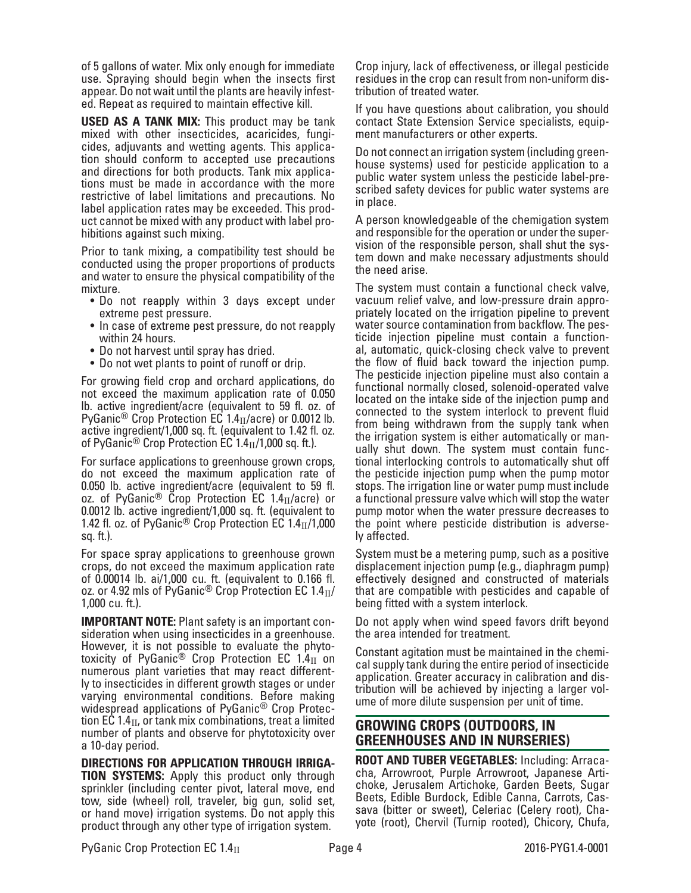of 5 gallons of water. Mix only enough for immediate use. Spraying should begin when the insects first appear. Do not wait until the plants are heavily infested. Repeat as required to maintain effective kill.

**USED AS A TANK MIX:** This product may be tank mixed with other insecticides, acaricides, fungicides, adjuvants and wetting agents. This application should conform to accepted use precautions and directions for both products. Tank mix applications must be made in accordance with the more restrictive of label limitations and precautions. No label application rates may be exceeded. This product cannot be mixed with any product with label prohibitions against such mixing.

Prior to tank mixing, a compatibility test should be conducted using the proper proportions of products and water to ensure the physical compatibility of the mixture.

- Do not reapply within 3 days except under extreme pest pressure.
- In case of extreme pest pressure, do not reapply within 24 hours.
- Do not harvest until spray has dried.
- Do not wet plants to point of runoff or drip.

For growing field crop and orchard applications, do not exceed the maximum application rate of 0.050 lb. active ingredient/acre (equivalent to 59 fl. oz. of PyGanic® Crop Protection EC $1.4_{II}$/acre) or 0.0012 lb. active ingredient/1,000 sq. ft. (equivalent to 1.42 fl. oz. of PyGanic® Crop Protection EC $1.4_{II}$/1,000 sq. ft.).

For surface applications to greenhouse grown crops, do not exceed the maximum application rate of 0.050 lb. active ingredient/acre (equivalent to 59 fl. oz. of PyGanic® Crop Protection EC $1.4_{II}$/acre) or 0.0012 lb. active ingredient/1,000 sq. ft. (equivalent to 1.42 fl. oz. of PyGanic® Crop Protection EC $1.4_{II}$/1,000 sq. ft.).

For space spray applications to greenhouse grown crops, do not exceed the maximum application rate of 0.00014 lb. ai/1,000 cu. ft. (equivalent to 0.166 fl. oz. or 4.92 mls of PyGanic® Crop Protection EC $1.4_{II}$/ 1,000 cu. ft.).

**IMPORTANT NOTE:** Plant safety is an important consideration when using insecticides in a greenhouse. However, it is not possible to evaluate the phytotoxicity of PyGanic® Crop Protection EC $1.4_{II}$ on numerous plant varieties that may react differently to insecticides in different growth stages or under varying environmental conditions. Before making widespread applications of PyGanic® Crop Protection EC $1.4_{II}$, or tank mix combinations, treat a limited number of plants and observe for phytotoxicity over a 10-day period.

**DIRECTIONS FOR APPLICATION THROUGH IRRIGATION SYSTEMS:** Apply this product only through sprinkler (including center pivot, lateral move, end tow, side (wheel) roll, traveler, big gun, solid set, or hand move) irrigation systems. Do not apply this product through any other type of irrigation system.

Crop injury, lack of effectiveness, or illegal pesticide residues in the crop can result from non-uniform distribution of treated water.

If you have questions about calibration, you should contact State Extension Service specialists, equipment manufacturers or other experts.

Do not connect an irrigation system (including greenhouse systems) used for pesticide application to a public water system unless the pesticide label-prescribed safety devices for public water systems are in place.

A person knowledgeable of the chemigation system and responsible for the operation or under the supervision of the responsible person, shall shut the system down and make necessary adjustments should the need arise.

The system must contain a functional check valve, vacuum relief valve, and low-pressure drain appropriately located on the irrigation pipeline to prevent water source contamination from backflow. The pesticide injection pipeline must contain a functional, automatic, quick-closing check valve to prevent the flow of fluid back toward the injection pump. The pesticide injection pipeline must also contain a functional normally closed, solenoid-operated valve located on the intake side of the injection pump and connected to the system interlock to prevent fluid from being withdrawn from the supply tank when the irrigation system is either automatically or manually shut down. The system must contain functional interlocking controls to automatically shut off the pesticide injection pump when the pump motor stops. The irrigation line or water pump must include a functional pressure valve which will stop the water pump motor when the water pressure decreases to the point where pesticide distribution is adversely affected.

System must be a metering pump, such as a positive displacement injection pump (e.g., diaphragm pump) effectively designed and constructed of materials that are compatible with pesticides and capable of being fitted with a system interlock.

Do not apply when wind speed favors drift beyond the area intended for treatment.

Constant agitation must be maintained in the chemical supply tank during the entire period of insecticide application. Greater accuracy in calibration and distribution will be achieved by injecting a larger volume of more dilute suspension per unit of time.

## GROWING CROPS (OUTDOORS, IN GREENHOUSES AND IN NURSERIES)

**ROOT AND TUBER VEGETABLES:** Including: Arracacha, Arrowroot, Purple Arrowroot, Japanese Artichoke, Jerusalem Artichoke, Garden Beets, Sugar Beets, Edible Burdock, Edible Canna, Carrots, Cassava (bitter or sweet), Celeriac (Celery root), Chayote (root), Chervil (Turnip rooted), Chicory, Chufa,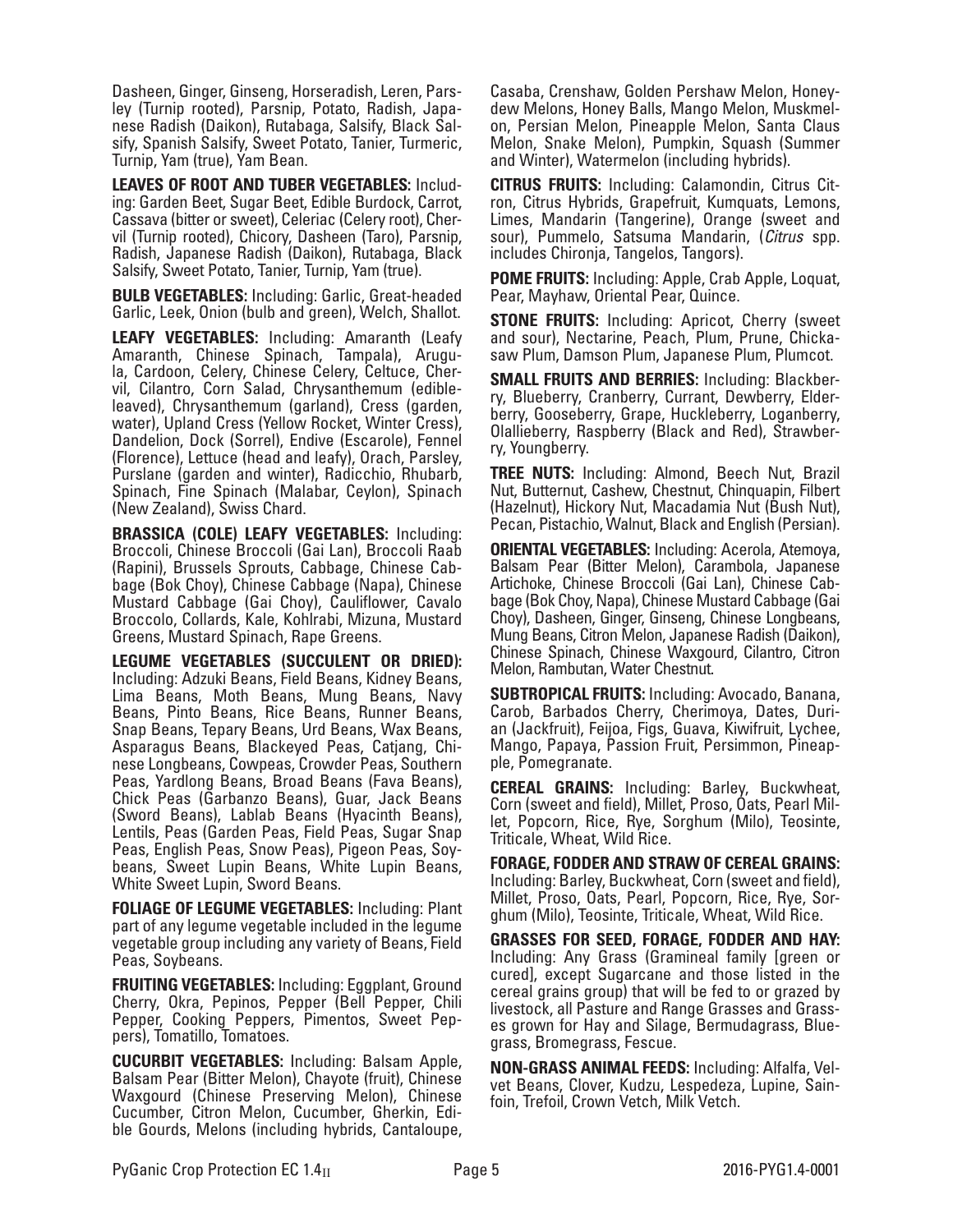Dasheen, Ginger, Ginseng, Horseradish, Leren, Parsley (Turnip rooted), Parsnip, Potato, Radish, Japanese Radish (Daikon), Rutabaga, Salsify, Black Salsify, Spanish Salsify, Sweet Potato, Tanier, Turmeric, Turnip, Yam (true), Yam Bean.

**LEAVES OF ROOT AND TUBER VEGETABLES:** Including: Garden Beet, Sugar Beet, Edible Burdock, Carrot, Cassava (bitter or sweet), Celeriac (Celery root), Chervil (Turnip rooted), Chicory, Dasheen (Taro), Parsnip, Radish, Japanese Radish (Daikon), Rutabaga, Black Salsify, Sweet Potato, Tanier, Turnip, Yam (true).

**BULB VEGETABLES:** Including: Garlic, Great-headed Garlic, Leek, Onion (bulb and green), Welch, Shallot.

**LEAFY VEGETABLES:** Including: Amaranth (Leafy Amaranth, Chinese Spinach, Tampala), Arugula, Cardoon, Celery, Chinese Celery, Celtuce, Chervil, Cilantro, Corn Salad, Chrysanthemum (edible-leaved), Chrysanthemum (garland), Cress (garden, water), Upland Cress (Yellow Rocket, Winter Cress), Dandelion, Dock (Sorrel), Endive (Escarole), Fennel (Florence), Lettuce (head and leafy), Orach, Parsley, Purslane (garden and winter), Radicchio, Rhubarb, Spinach, Fine Spinach (Malabar, Ceylon), Spinach (New Zealand), Swiss Chard.

**BRASSICA (COLE) LEAFY VEGETABLES:** Including: Broccoli, Chinese Broccoli (Gai Lan), Broccoli Raab (Rapini), Brussels Sprouts, Cabbage, Chinese Cabbage (Bok Choy), Chinese Cabbage (Napa), Chinese Mustard Cabbage (Gai Choy), Cauliflower, Cavalo Broccolo, Collards, Kale, Kohlrabi, Mizuna, Mustard Greens, Mustard Spinach, Rape Greens.

**LEGUME VEGETABLES (SUCCULENT OR DRIED):** Including: Adzuki Beans, Field Beans, Kidney Beans, Lima Beans, Moth Beans, Mung Beans, Navy Beans, Pinto Beans, Rice Beans, Runner Beans, Snap Beans, Tepary Beans, Urd Beans, Wax Beans, Asparagus Beans, Blackeyed Peas, Catjang, Chinese Longbeans, Cowpeas, Crowder Peas, Southern Peas, Yardlong Beans, Broad Beans (Fava Beans), Chick Peas (Garbanzo Beans), Guar, Jack Beans (Sword Beans), Lablab Beans (Hyacinth Beans), Lentils, Peas (Garden Peas, Field Peas, Sugar Snap Peas, English Peas, Snow Peas), Pigeon Peas, Soybeans, Sweet Lupin Beans, White Lupin Beans, White Sweet Lupin, Sword Beans.

**FOLIAGE OF LEGUME VEGETABLES:** Including: Plant part of any legume vegetable included in the legume vegetable group including any variety of Beans, Field Peas, Soybeans.

**FRUITING VEGETABLES:** Including: Eggplant, Ground Cherry, Okra, Pepinos, Pepper (Bell Pepper, Chili Pepper, Cooking Peppers, Pimentos, Sweet Peppers), Tomatillo, Tomatoes.

**CUCURBIT VEGETABLES:** Including: Balsam Apple, Balsam Pear (Bitter Melon), Chayote (fruit), Chinese Waxgourd (Chinese Preserving Melon), Chinese Cucumber, Citron Melon, Cucumber, Gherkin, Edible Gourds, Melons (including hybrids, Cantaloupe, Casaba, Crenshaw, Golden Pershaw Melon, Honeydew Melons, Honey Balls, Mango Melon, Muskmelon, Persian Melon, Pineapple Melon, Santa Claus Melon, Snake Melon), Pumpkin, Squash (Summer and Winter), Watermelon (including hybrids).

**CITRUS FRUITS:** Including: Calamondin, Citrus Citron, Citrus Hybrids, Grapefruit, Kumquats, Lemons, Limes, Mandarin (Tangerine), Orange (sweet and sour), Pummelo, Satsuma Mandarin, (*Citrus* spp. includes Chironja, Tangelos, Tangors).

**POME FRUITS:** Including: Apple, Crab Apple, Loquat, Pear, Mayhaw, Oriental Pear, Quince.

**STONE FRUITS:** Including: Apricot, Cherry (sweet and sour), Nectarine, Peach, Plum, Prune, Chickasaw Plum, Damson Plum, Japanese Plum, Plumcot.

**SMALL FRUITS AND BERRIES:** Including: Blackberry, Blueberry, Cranberry, Currant, Dewberry, Elderberry, Gooseberry, Grape, Huckleberry, Loganberry, Olallieberry, Raspberry (Black and Red), Strawberry, Youngberry.

**TREE NUTS:** Including: Almond, Beech Nut, Brazil Nut, Butternut, Cashew, Chestnut, Chinquapin, Filbert (Hazelnut), Hickory Nut, Macadamia Nut (Bush Nut), Pecan, Pistachio, Walnut, Black and English (Persian).

**ORIENTAL VEGETABLES:** Including: Acerola, Atemoya, Balsam Pear (Bitter Melon), Carambola, Japanese Artichoke, Chinese Broccoli (Gai Lan), Chinese Cabbage (Bok Choy, Napa), Chinese Mustard Cabbage (Gai Choy), Dasheen, Ginger, Ginseng, Chinese Longbeans, Mung Beans, Citron Melon, Japanese Radish (Daikon), Chinese Spinach, Chinese Waxgourd, Cilantro, Citron Melon, Rambutan, Water Chestnut.

**SUBTROPICAL FRUITS:** Including: Avocado, Banana, Carob, Barbados Cherry, Cherimoya, Dates, Durian (Jackfruit), Feijoa, Figs, Guava, Kiwifruit, Lychee, Mango, Papaya, Passion Fruit, Persimmon, Pineapple, Pomegranate.

**CEREAL GRAINS:** Including: Barley, Buckwheat, Corn (sweet and field), Millet, Proso, Oats, Pearl Millet, Popcorn, Rice, Rye, Sorghum (Milo), Teosinte, Triticale, Wheat, Wild Rice.

**FORAGE, FODDER AND STRAW OF CEREAL GRAINS:** Including: Barley, Buckwheat, Corn (sweet and field), Millet, Proso, Oats, Pearl, Popcorn, Rice, Rye, Sorghum (Milo), Teosinte, Triticale, Wheat, Wild Rice.

**GRASSES FOR SEED, FORAGE, FODDER AND HAY:** Including: Any Grass (Gramineal family [green or cured], except Sugarcane and those listed in the cereal grains group) that will be fed to or grazed by livestock, all Pasture and Range Grasses and Grasses grown for Hay and Silage, Bermudagrass, Bluegrass, Bromegrass, Fescue.

**NON-GRASS ANIMAL FEEDS:** Including: Alfalfa, Velvet Beans, Clover, Kudzu, Lespedeza, Lupine, Sainfoin, Trefoil, Crown Vetch, Milk Vetch.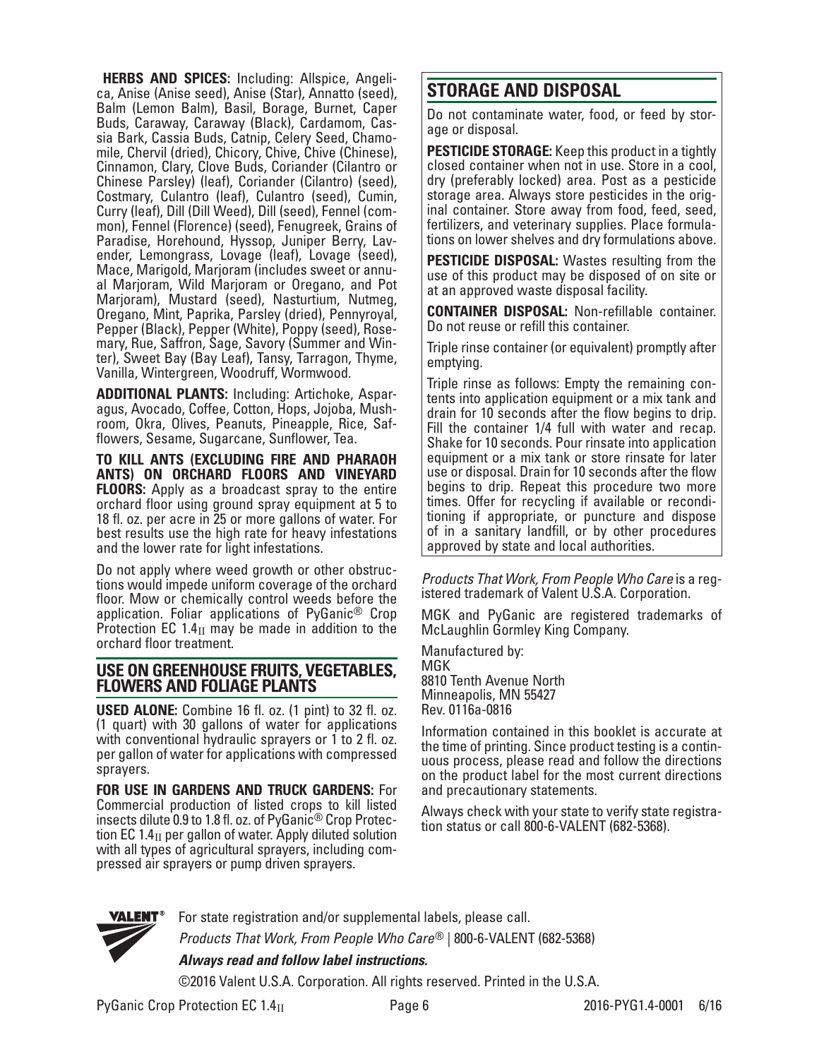**HERBS AND SPICES:** Including: Allspice, Angelica, Anise (Anise seed), Anise (Star), Annatto (seed), Balm (Lemon Balm), Basil, Borage, Burnet, Caper Buds, Caraway, Caraway (Black), Cardamom, Cassia Bark, Cassia Buds, Catnip, Celery Seed, Chamomile, Chervil (dried), Chicory, Chive, Chive (Chinese), Cinnamon, Clary, Clove Buds, Coriander (Cilantro or Chinese Parsley) (leaf), Coriander (Cilantro) (seed), Costmary, Culantro (leaf), Culantro (seed), Cumin, Curry (leaf), Dill (Dill Weed), Dill (seed), Fennel (common), Fennel (Florence) (seed), Fenugreek, Grains of Paradise, Horehound, Hyssop, Juniper Berry, Lavender, Lemongrass, Lovage (leaf), Lovage (seed), Mace, Marigold, Marjoram (includes sweet or annual Marjoram, Wild Marjoram or Oregano, and Pot Marjoram), Mustard (seed), Nasturtium, Nutmeg, Oregano, Mint, Paprika, Parsley (dried), Pennyroyal, Pepper (Black), Pepper (White), Poppy (seed), Rosemary, Rue, Saffron, Sage, Savory (Summer and Winter), Sweet Bay (Bay Leaf), Tansy, Tarragon, Thyme, Vanilla, Wintergreen, Woodruff, Wormwood.

**ADDITIONAL PLANTS:** Including: Artichoke, Asparagus, Avocado, Coffee, Cotton, Hops, Jojoba, Mushroom, Okra, Olives, Peanuts, Pineapple, Rice, Safflowers, Sesame, Sugarcane, Sunflower, Tea.

**TO KILL ANTS (EXCLUDING FIRE AND PHARAOH ANTS) ON ORCHARD FLOORS AND VINEYARD FLOORS:** Apply as a broadcast spray to the entire orchard floor using ground spray equipment at 5 to 18 fl. oz. per acre in 25 or more gallons of water. For best results use the high rate for heavy infestations and the lower rate for light infestations.

Do not apply where weed growth or other obstructions would impede uniform coverage of the orchard floor. Mow or chemically control weeds before the application. Foliar applications of PyGanic® Crop Protection EC $1.4_{II}$ may be made in addition to the orchard floor treatment.

## USE ON GREENHOUSE FRUITS, VEGETABLES, FLOWERS AND FOLIAGE PLANTS

**USED ALONE:** Combine 16 fl. oz. (1 pint) to 32 fl. oz. (1 quart) with 30 gallons of water for applications with conventional hydraulic sprayers or 1 to 2 fl. oz. per gallon of water for applications with compressed sprayers.

**FOR USE IN GARDENS AND TRUCK GARDENS:** For Commercial production of listed crops to kill listed insects dilute 0.9 to 1.8 fl. oz. of PyGanic® Crop Protection EC $1.4_{II}$ per gallon of water. Apply diluted solution with all types of agricultural sprayers, including compressed air sprayers or pump driven sprayers.

## STORAGE AND DISPOSAL

Do not contaminate water, food, or feed by storage or disposal.

**PESTICIDE STORAGE:** Keep this product in a tightly closed container when not in use. Store in a cool, dry (preferably locked) area. Post as a pesticide storage area. Always store pesticides in the original container. Store away from food, feed, seed, fertilizers, and veterinary supplies. Place formulations on lower shelves and dry formulations above.

**PESTICIDE DISPOSAL:** Wastes resulting from the use of this product may be disposed of on site or at an approved waste disposal facility.

**CONTAINER DISPOSAL:** Non-refillable container. Do not reuse or refill this container.

Triple rinse container (or equivalent) promptly after emptying.

Triple rinse as follows: Empty the remaining contents into application equipment or a mix tank and drain for 10 seconds after the flow begins to drip. Fill the container 1/4 full with water and recap. Shake for 10 seconds. Pour rinsate into application equipment or a mix tank or store rinsate for later use or disposal. Drain for 10 seconds after the flow begins to drip. Repeat this procedure two more times. Offer for recycling if available or reconditioning if appropriate, or puncture and dispose of in a sanitary landfill, or by other procedures approved by state and local authorities.

*Products That Work, From People Who Care* is a registered trademark of Valent U.S.A. Corporation.

MGK and PyGanic are registered trademarks of McLaughlin Gormley King Company.

Manufactured by:
MGK
8810 Tenth Avenue North
Minneapolis, MN 55427
Rev. 0116a-0816

Information contained in this booklet is accurate at the time of printing. Since product testing is a continuous process, please read and follow the directions on the product label for the most current directions and precautionary statements.

Always check with your state to verify state registration status or call 800-6-VALENT (682-5368).

VALENT®

For state registration and/or supplemental labels, please call.

*Products That Work, From People Who Care®* | 800-6-VALENT (682-5368)

***Always read and follow label instructions.***

©2016 Valent U.S.A. Corporation. All rights reserved. Printed in the U.S.A.

PyGanic Crop Protection EC $1.4_{II}$ 2016-PYG1.4-0001 6/16